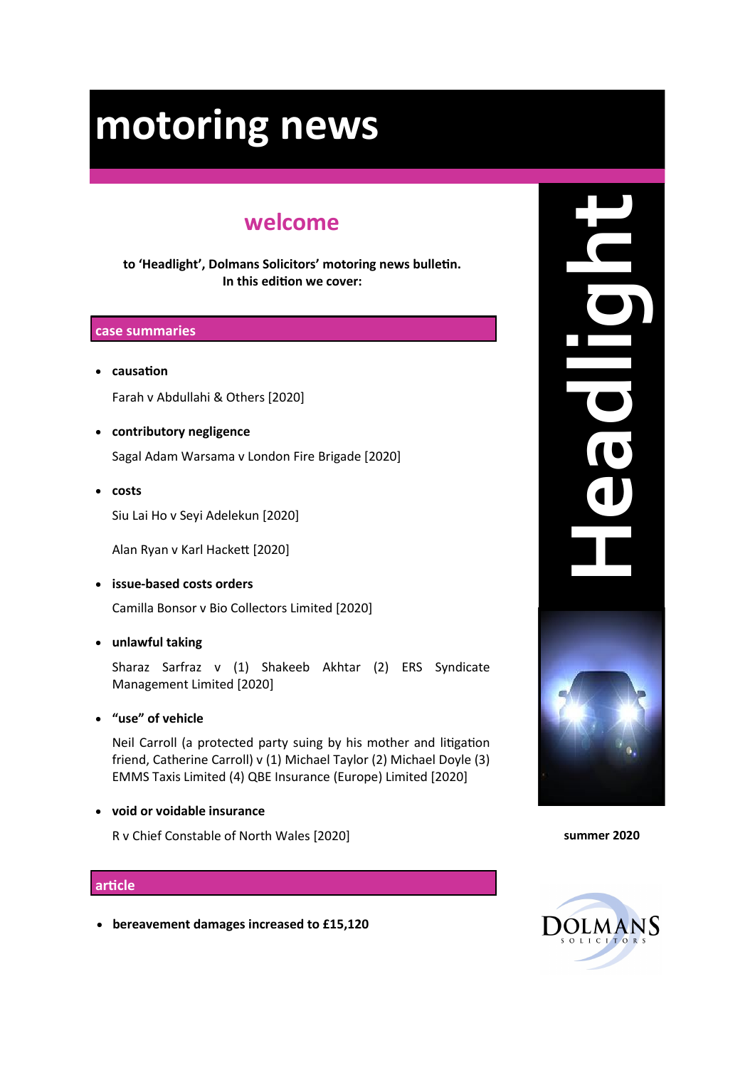# motoring news

## welcome

**to 'Headlight', Dolmans Solicitors' motoring news bulletin.**
**In this edition we cover:**

### case summaries

- **causation**

  Farah v Abdullahi & Others [2020]

- **contributory negligence**

  Sagal Adam Warsama v London Fire Brigade [2020]

- **costs**

  Siu Lai Ho v Seyi Adelekun [2020]

  Alan Ryan v Karl Hackett [2020]

- **issue-based costs orders**

  Camilla Bonsor v Bio Collectors Limited [2020]

- **unlawful taking**

  Sharaz Sarfraz v (1) Shakeeb Akhtar (2) ERS Syndicate Management Limited [2020]

- **"use" of vehicle**

  Neil Carroll (a protected party suing by his mother and litigation friend, Catherine Carroll) v (1) Michael Taylor (2) Michael Doyle (3) EMMS Taxis Limited (4) QBE Insurance (Europe) Limited [2020]

- **void or voidable insurance**

  R v Chief Constable of North Wales [2020]

### article

- **bereavement damages increased to £15,120**

Headlight

**summer 2020**

DOLMANS SOLICITORS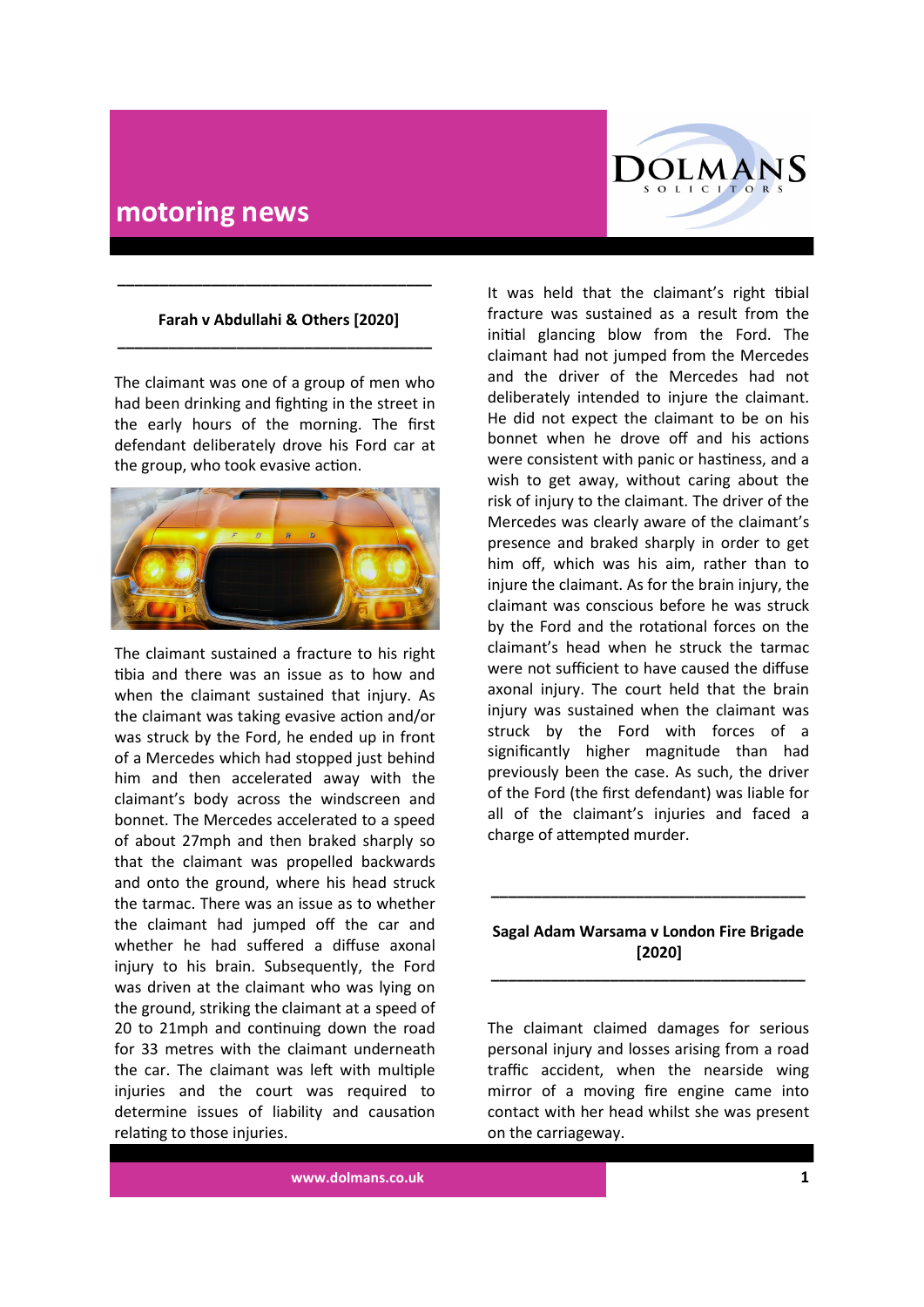## motoring news

### Farah v Abdullahi & Others [2020]

The claimant was one of a group of men who had been drinking and fighting in the street in the early hours of the morning. The first defendant deliberately drove his Ford car at the group, who took evasive action.

The claimant sustained a fracture to his right tibia and there was an issue as to how and when the claimant sustained that injury. As the claimant was taking evasive action and/or was struck by the Ford, he ended up in front of a Mercedes which had stopped just behind him and then accelerated away with the claimant's body across the windscreen and bonnet. The Mercedes accelerated to a speed of about 27mph and then braked sharply so that the claimant was propelled backwards and onto the ground, where his head struck the tarmac. There was an issue as to whether the claimant had jumped off the car and whether he had suffered a diffuse axonal injury to his brain. Subsequently, the Ford was driven at the claimant who was lying on the ground, striking the claimant at a speed of 20 to 21mph and continuing down the road for 33 metres with the claimant underneath the car. The claimant was left with multiple injuries and the court was required to determine issues of liability and causation relating to those injuries.

It was held that the claimant's right tibial fracture was sustained as a result from the initial glancing blow from the Ford. The claimant had not jumped from the Mercedes and the driver of the Mercedes had not deliberately intended to injure the claimant. He did not expect the claimant to be on his bonnet when he drove off and his actions were consistent with panic or hastiness, and a wish to get away, without caring about the risk of injury to the claimant. The driver of the Mercedes was clearly aware of the claimant's presence and braked sharply in order to get him off, which was his aim, rather than to injure the claimant. As for the brain injury, the claimant was conscious before he was struck by the Ford and the rotational forces on the claimant's head when he struck the tarmac were not sufficient to have caused the diffuse axonal injury. The court held that the brain injury was sustained when the claimant was struck by the Ford with forces of a significantly higher magnitude than had previously been the case. As such, the driver of the Ford (the first defendant) was liable for all of the claimant's injuries and faced a charge of attempted murder.

### Sagal Adam Warsama v London Fire Brigade [2020]

The claimant claimed damages for serious personal injury and losses arising from a road traffic accident, when the nearside wing mirror of a moving fire engine came into contact with her head whilst she was present on the carriageway.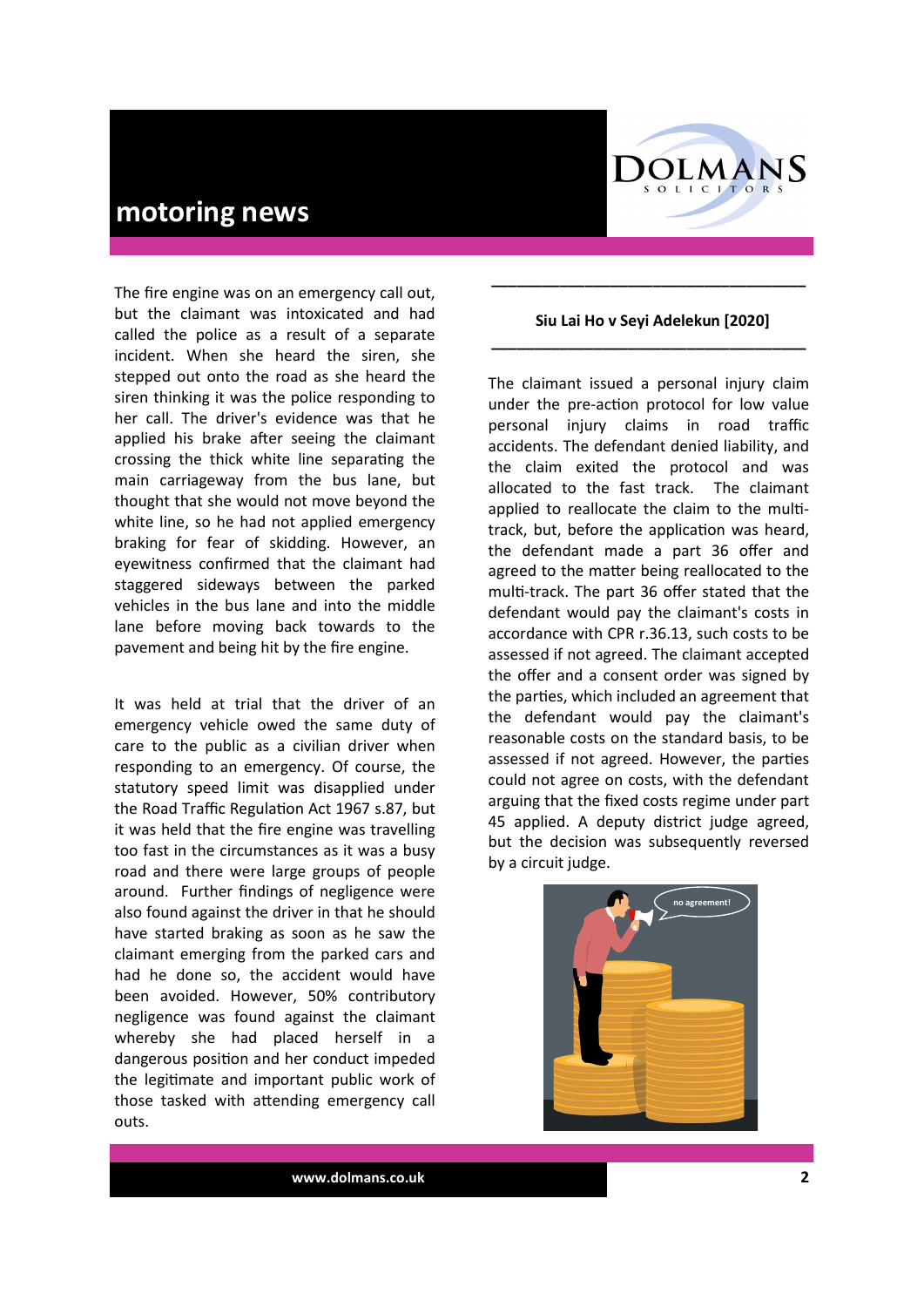The fire engine was on an emergency call out, but the claimant was intoxicated and had called the police as a result of a separate incident. When she heard the siren, she stepped out onto the road as she heard the siren thinking it was the police responding to her call. The driver's evidence was that he applied his brake after seeing the claimant crossing the thick white line separating the main carriageway from the bus lane, but thought that she would not move beyond the white line, so he had not applied emergency braking for fear of skidding. However, an eyewitness confirmed that the claimant had staggered sideways between the parked vehicles in the bus lane and into the middle lane before moving back towards to the pavement and being hit by the fire engine.

It was held at trial that the driver of an emergency vehicle owed the same duty of care to the public as a civilian driver when responding to an emergency. Of course, the statutory speed limit was disapplied under the Road Traffic Regulation Act 1967 s.87, but it was held that the fire engine was travelling too fast in the circumstances as it was a busy road and there were large groups of people around. Further findings of negligence were also found against the driver in that he should have started braking as soon as he saw the claimant emerging from the parked cars and had he done so, the accident would have been avoided. However, 50% contributory negligence was found against the claimant whereby she had placed herself in a dangerous position and her conduct impeded the legitimate and important public work of those tasked with attending emergency call outs.

---

**Siu Lai Ho v Seyi Adelekun [2020]**

---

The claimant issued a personal injury claim under the pre-action protocol for low value personal injury claims in road traffic accidents. The defendant denied liability, and the claim exited the protocol and was allocated to the fast track. The claimant applied to reallocate the claim to the multi-track, but, before the application was heard, the defendant made a part 36 offer and agreed to the matter being reallocated to the multi-track. The part 36 offer stated that the defendant would pay the claimant's costs in accordance with CPR r.36.13, such costs to be assessed if not agreed. The claimant accepted the offer and a consent order was signed by the parties, which included an agreement that the defendant would pay the claimant's reasonable costs on the standard basis, to be assessed if not agreed. However, the parties could not agree on costs, with the defendant arguing that the fixed costs regime under part 45 applied. A deputy district judge agreed, but the decision was subsequently reversed by a circuit judge.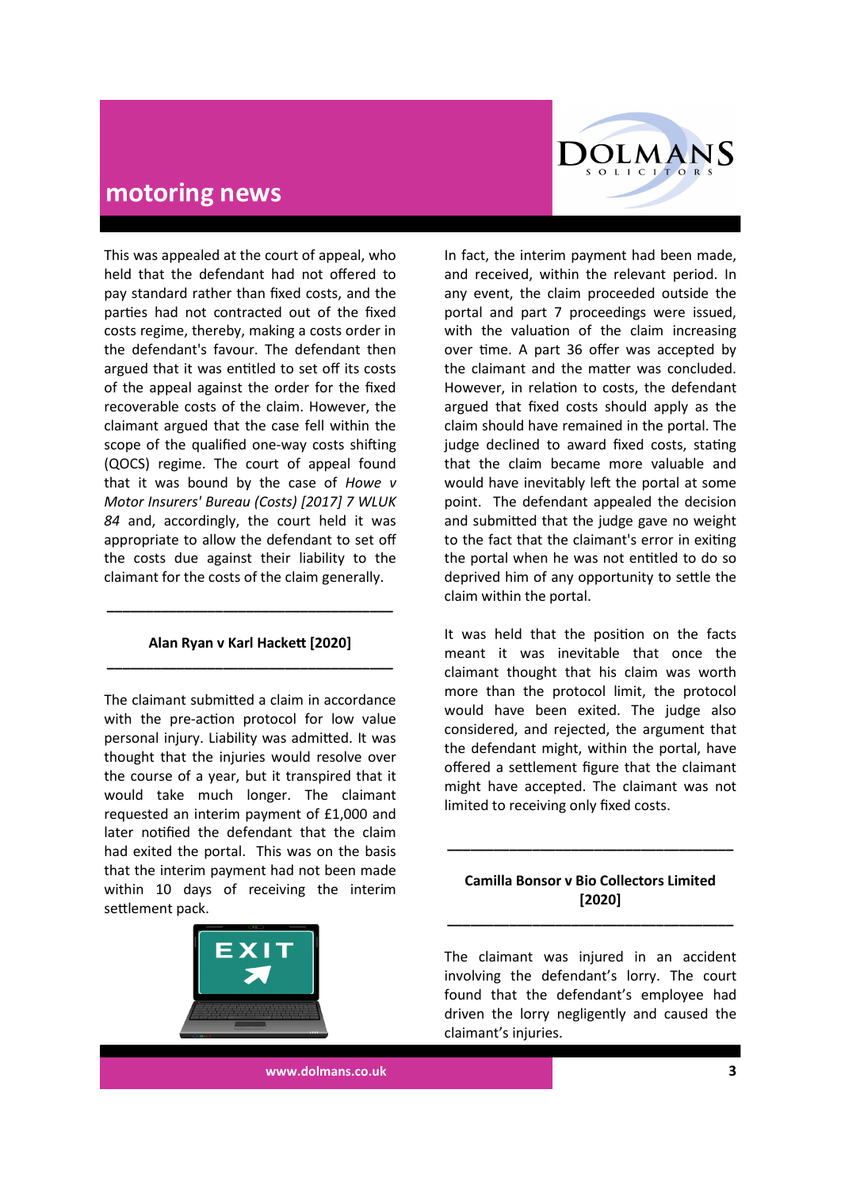This was appealed at the court of appeal, who held that the defendant had not offered to pay standard rather than fixed costs, and the parties had not contracted out of the fixed costs regime, thereby, making a costs order in the defendant's favour. The defendant then argued that it was entitled to set off its costs of the appeal against the order for the fixed recoverable costs of the claim. However, the claimant argued that the case fell within the scope of the qualified one-way costs shifting (QOCS) regime. The court of appeal found that it was bound by the case of *Howe v Motor Insurers' Bureau (Costs) [2017] 7 WLUK 84* and, accordingly, the court held it was appropriate to allow the defendant to set off the costs due against their liability to the claimant for the costs of the claim generally.

---

**Alan Ryan v Karl Hackett [2020]**

---

The claimant submitted a claim in accordance with the pre-action protocol for low value personal injury. Liability was admitted. It was thought that the injuries would resolve over the course of a year, but it transpired that it would take much longer. The claimant requested an interim payment of £1,000 and later notified the defendant that the claim had exited the portal. This was on the basis that the interim payment had not been made within 10 days of receiving the interim settlement pack.

In fact, the interim payment had been made, and received, within the relevant period. In any event, the claim proceeded outside the portal and part 7 proceedings were issued, with the valuation of the claim increasing over time. A part 36 offer was accepted by the claimant and the matter was concluded. However, in relation to costs, the defendant argued that fixed costs should apply as the claim should have remained in the portal. The judge declined to award fixed costs, stating that the claim became more valuable and would have inevitably left the portal at some point. The defendant appealed the decision and submitted that the judge gave no weight to the fact that the claimant's error in exiting the portal when he was not entitled to do so deprived him of any opportunity to settle the claim within the portal.

It was held that the position on the facts meant it was inevitable that once the claimant thought that his claim was worth more than the protocol limit, the protocol would have been exited. The judge also considered, and rejected, the argument that the defendant might, within the portal, have offered a settlement figure that the claimant might have accepted. The claimant was not limited to receiving only fixed costs.

---

**Camilla Bonsor v Bio Collectors Limited [2020]**

---

The claimant was injured in an accident involving the defendant's lorry. The court found that the defendant's employee had driven the lorry negligently and caused the claimant's injuries.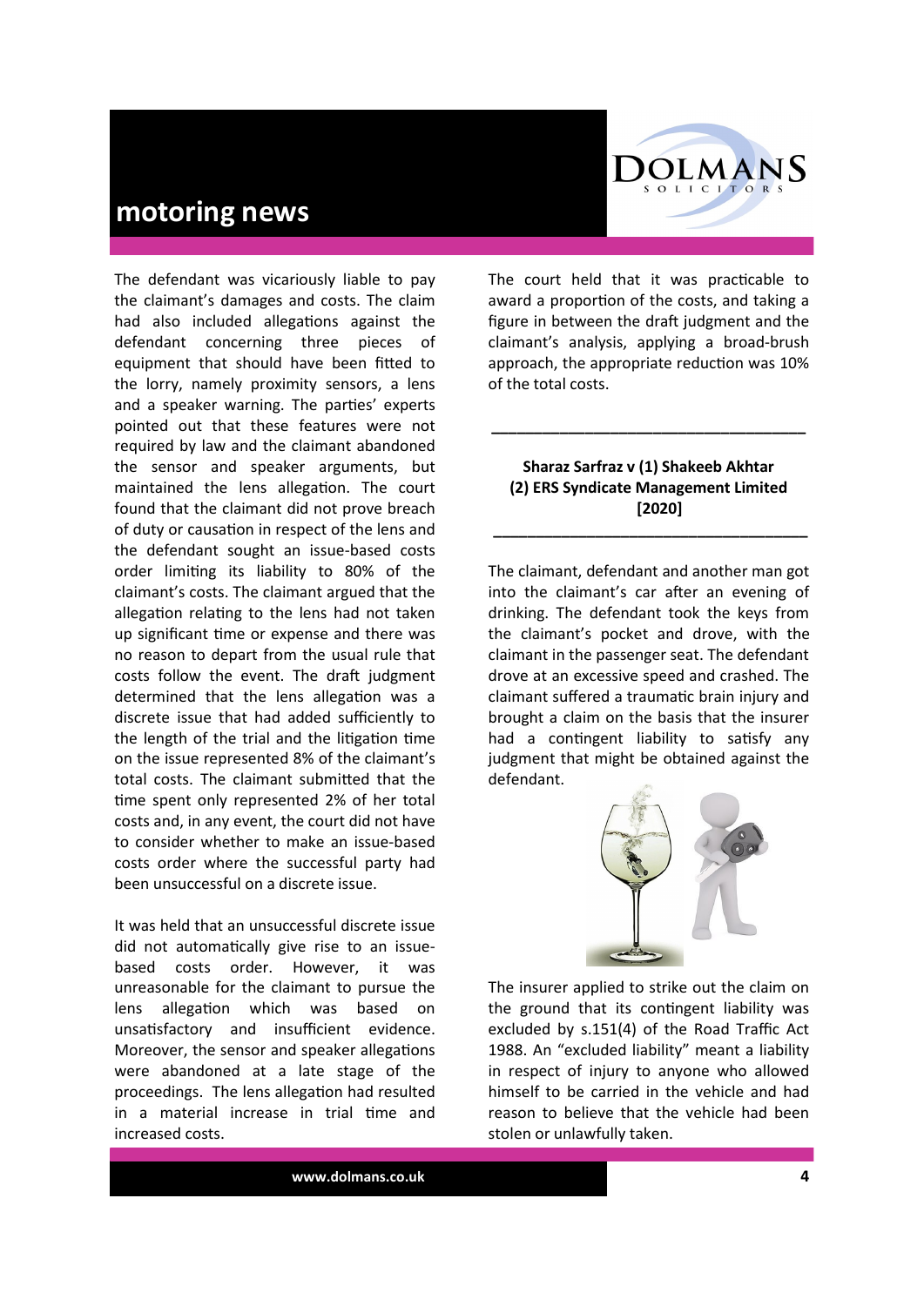The defendant was vicariously liable to pay the claimant's damages and costs. The claim had also included allegations against the defendant concerning three pieces of equipment that should have been fitted to the lorry, namely proximity sensors, a lens and a speaker warning. The parties' experts pointed out that these features were not required by law and the claimant abandoned the sensor and speaker arguments, but maintained the lens allegation. The court found that the claimant did not prove breach of duty or causation in respect of the lens and the defendant sought an issue-based costs order limiting its liability to 80% of the claimant's costs. The claimant argued that the allegation relating to the lens had not taken up significant time or expense and there was no reason to depart from the usual rule that costs follow the event. The draft judgment determined that the lens allegation was a discrete issue that had added sufficiently to the length of the trial and the litigation time on the issue represented 8% of the claimant's total costs. The claimant submitted that the time spent only represented 2% of her total costs and, in any event, the court did not have to consider whether to make an issue-based costs order where the successful party had been unsuccessful on a discrete issue.

It was held that an unsuccessful discrete issue did not automatically give rise to an issue-based costs order. However, it was unreasonable for the claimant to pursue the lens allegation which was based on unsatisfactory and insufficient evidence. Moreover, the sensor and speaker allegations were abandoned at a late stage of the proceedings. The lens allegation had resulted in a material increase in trial time and increased costs.

The court held that it was practicable to award a proportion of the costs, and taking a figure in between the draft judgment and the claimant's analysis, applying a broad-brush approach, the appropriate reduction was 10% of the total costs.

---

**Sharaz Sarfraz v (1) Shakeeb Akhtar (2) ERS Syndicate Management Limited [2020]**

---

The claimant, defendant and another man got into the claimant's car after an evening of drinking. The defendant took the keys from the claimant's pocket and drove, with the claimant in the passenger seat. The defendant drove at an excessive speed and crashed. The claimant suffered a traumatic brain injury and brought a claim on the basis that the insurer had a contingent liability to satisfy any judgment that might be obtained against the defendant.

The insurer applied to strike out the claim on the ground that its contingent liability was excluded by s.151(4) of the Road Traffic Act 1988. An "excluded liability" meant a liability in respect of injury to anyone who allowed himself to be carried in the vehicle and had reason to believe that the vehicle had been stolen or unlawfully taken.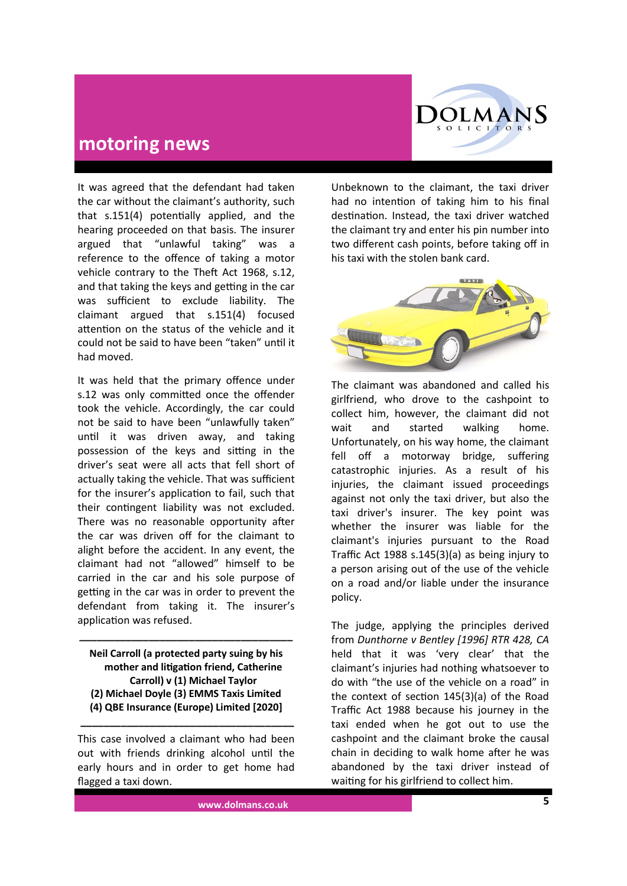It was agreed that the defendant had taken the car without the claimant's authority, such that s.151(4) potentially applied, and the hearing proceeded on that basis. The insurer argued that "unlawful taking" was a reference to the offence of taking a motor vehicle contrary to the Theft Act 1968, s.12, and that taking the keys and getting in the car was sufficient to exclude liability. The claimant argued that s.151(4) focused attention on the status of the vehicle and it could not be said to have been "taken" until it had moved.

It was held that the primary offence under s.12 was only committed once the offender took the vehicle. Accordingly, the car could not be said to have been "unlawfully taken" until it was driven away, and taking possession of the keys and sitting in the driver's seat were all acts that fell short of actually taking the vehicle. That was sufficient for the insurer's application to fail, such that their contingent liability was not excluded. There was no reasonable opportunity after the car was driven off for the claimant to alight before the accident. In any event, the claimant had not "allowed" himself to be carried in the car and his sole purpose of getting in the car was in order to prevent the defendant from taking it. The insurer's application was refused.

---

**Neil Carroll (a protected party suing by his mother and litigation friend, Catherine Carroll) v (1) Michael Taylor (2) Michael Doyle (3) EMMS Taxis Limited (4) QBE Insurance (Europe) Limited [2020]**

---

This case involved a claimant who had been out with friends drinking alcohol until the early hours and in order to get home had flagged a taxi down.

Unbeknown to the claimant, the taxi driver had no intention of taking him to his final destination. Instead, the taxi driver watched the claimant try and enter his pin number into two different cash points, before taking off in his taxi with the stolen bank card.

The claimant was abandoned and called his girlfriend, who drove to the cashpoint to collect him, however, the claimant did not wait and started walking home. Unfortunately, on his way home, the claimant fell off a motorway bridge, suffering catastrophic injuries. As a result of his injuries, the claimant issued proceedings against not only the taxi driver, but also the taxi driver's insurer. The key point was whether the insurer was liable for the claimant's injuries pursuant to the Road Traffic Act 1988 s.145(3)(a) as being injury to a person arising out of the use of the vehicle on a road and/or liable under the insurance policy.

The judge, applying the principles derived from *Dunthorne v Bentley [1996] RTR 428, CA* held that it was 'very clear' that the claimant's injuries had nothing whatsoever to do with "the use of the vehicle on a road" in the context of section 145(3)(a) of the Road Traffic Act 1988 because his journey in the taxi ended when he got out to use the cashpoint and the claimant broke the causal chain in deciding to walk home after he was abandoned by the taxi driver instead of waiting for his girlfriend to collect him.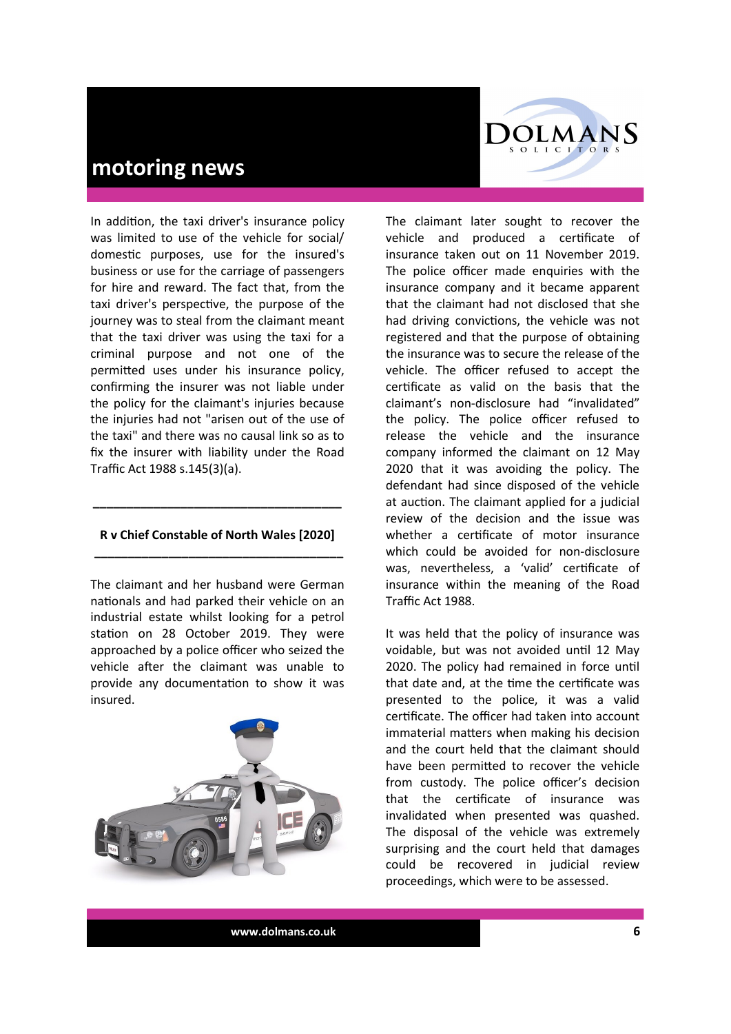In addition, the taxi driver's insurance policy was limited to use of the vehicle for social/ domestic purposes, use for the insured's business or use for the carriage of passengers for hire and reward. The fact that, from the taxi driver's perspective, the purpose of the journey was to steal from the claimant meant that the taxi driver was using the taxi for a criminal purpose and not one of the permitted uses under his insurance policy, confirming the insurer was not liable under the policy for the claimant's injuries because the injuries had not "arisen out of the use of the taxi" and there was no causal link so as to fix the insurer with liability under the Road Traffic Act 1988 s.145(3)(a).

---

**R v Chief Constable of North Wales [2020]**

---

The claimant and her husband were German nationals and had parked their vehicle on an industrial estate whilst looking for a petrol station on 28 October 2019. They were approached by a police officer who seized the vehicle after the claimant was unable to provide any documentation to show it was insured.

The claimant later sought to recover the vehicle and produced a certificate of insurance taken out on 11 November 2019. The police officer made enquiries with the insurance company and it became apparent that the claimant had not disclosed that she had driving convictions, the vehicle was not registered and that the purpose of obtaining the insurance was to secure the release of the vehicle. The officer refused to accept the certificate as valid on the basis that the claimant's non-disclosure had "invalidated" the policy. The police officer refused to release the vehicle and the insurance company informed the claimant on 12 May 2020 that it was avoiding the policy. The defendant had since disposed of the vehicle at auction. The claimant applied for a judicial review of the decision and the issue was whether a certificate of motor insurance which could be avoided for non-disclosure was, nevertheless, a 'valid' certificate of insurance within the meaning of the Road Traffic Act 1988.

It was held that the policy of insurance was voidable, but was not avoided until 12 May 2020. The policy had remained in force until that date and, at the time the certificate was presented to the police, it was a valid certificate. The officer had taken into account immaterial matters when making his decision and the court held that the claimant should have been permitted to recover the vehicle from custody. The police officer's decision that the certificate of insurance was invalidated when presented was quashed. The disposal of the vehicle was extremely surprising and the court held that damages could be recovered in judicial review proceedings, which were to be assessed.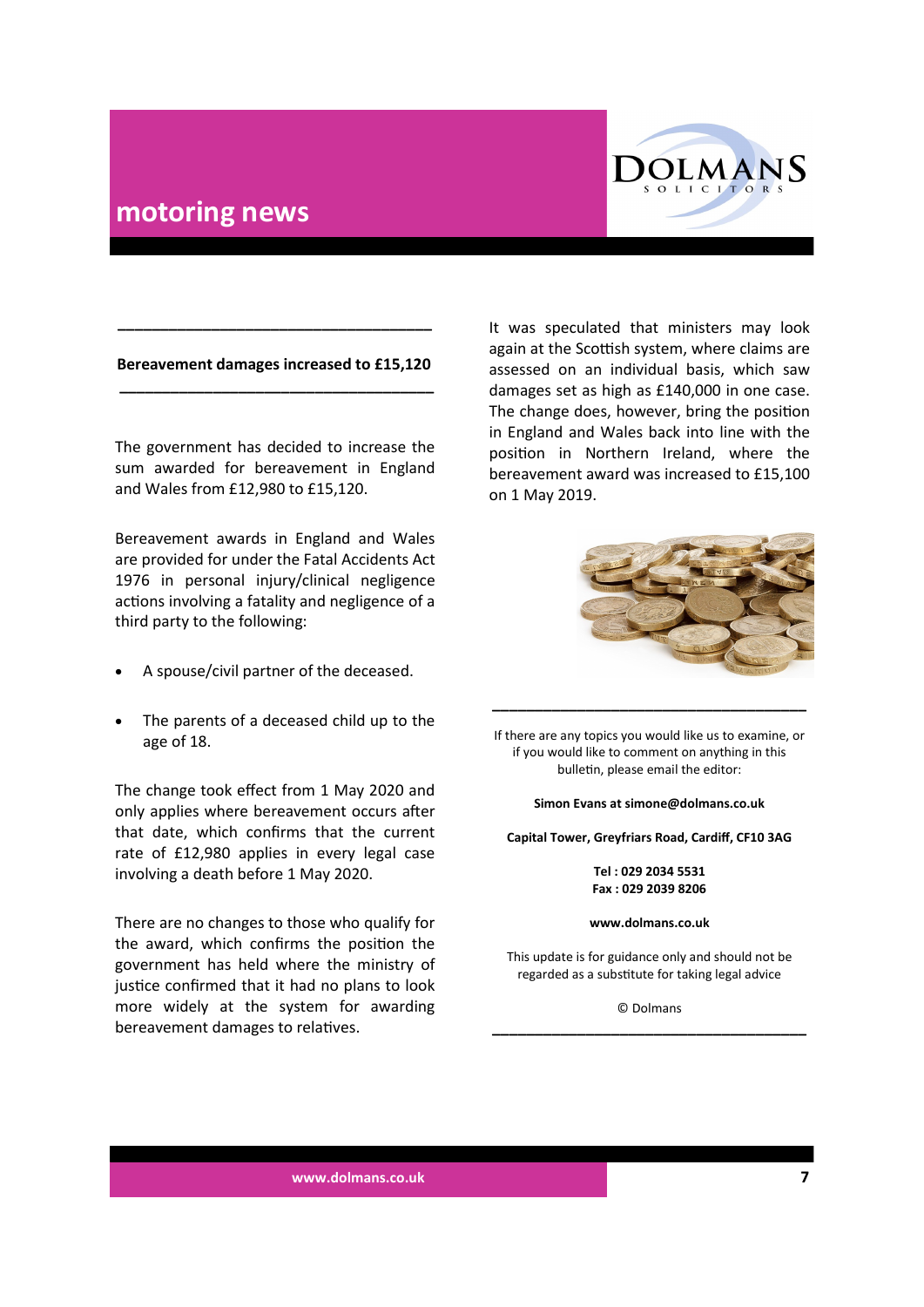## Bereavement damages increased to £15,120

The government has decided to increase the sum awarded for bereavement in England and Wales from £12,980 to £15,120.

Bereavement awards in England and Wales are provided for under the Fatal Accidents Act 1976 in personal injury/clinical negligence actions involving a fatality and negligence of a third party to the following:

- A spouse/civil partner of the deceased.
- The parents of a deceased child up to the age of 18.

The change took effect from 1 May 2020 and only applies where bereavement occurs after that date, which confirms that the current rate of £12,980 applies in every legal case involving a death before 1 May 2020.

There are no changes to those who qualify for the award, which confirms the position the government has held where the ministry of justice confirmed that it had no plans to look more widely at the system for awarding bereavement damages to relatives.

It was speculated that ministers may look again at the Scottish system, where claims are assessed on an individual basis, which saw damages set as high as £140,000 in one case. The change does, however, bring the position in England and Wales back into line with the position in Northern Ireland, where the bereavement award was increased to £15,100 on 1 May 2019.

---

If there are any topics you would like us to examine, or if you would like to comment on anything in this bulletin, please email the editor:

**Simon Evans at simone@dolmans.co.uk**

**Capital Tower, Greyfriars Road, Cardiff, CF10 3AG**

**Tel : 029 2034 5531**
**Fax : 029 2039 8206**

**www.dolmans.co.uk**

This update is for guidance only and should not be regarded as a substitute for taking legal advice

© Dolmans